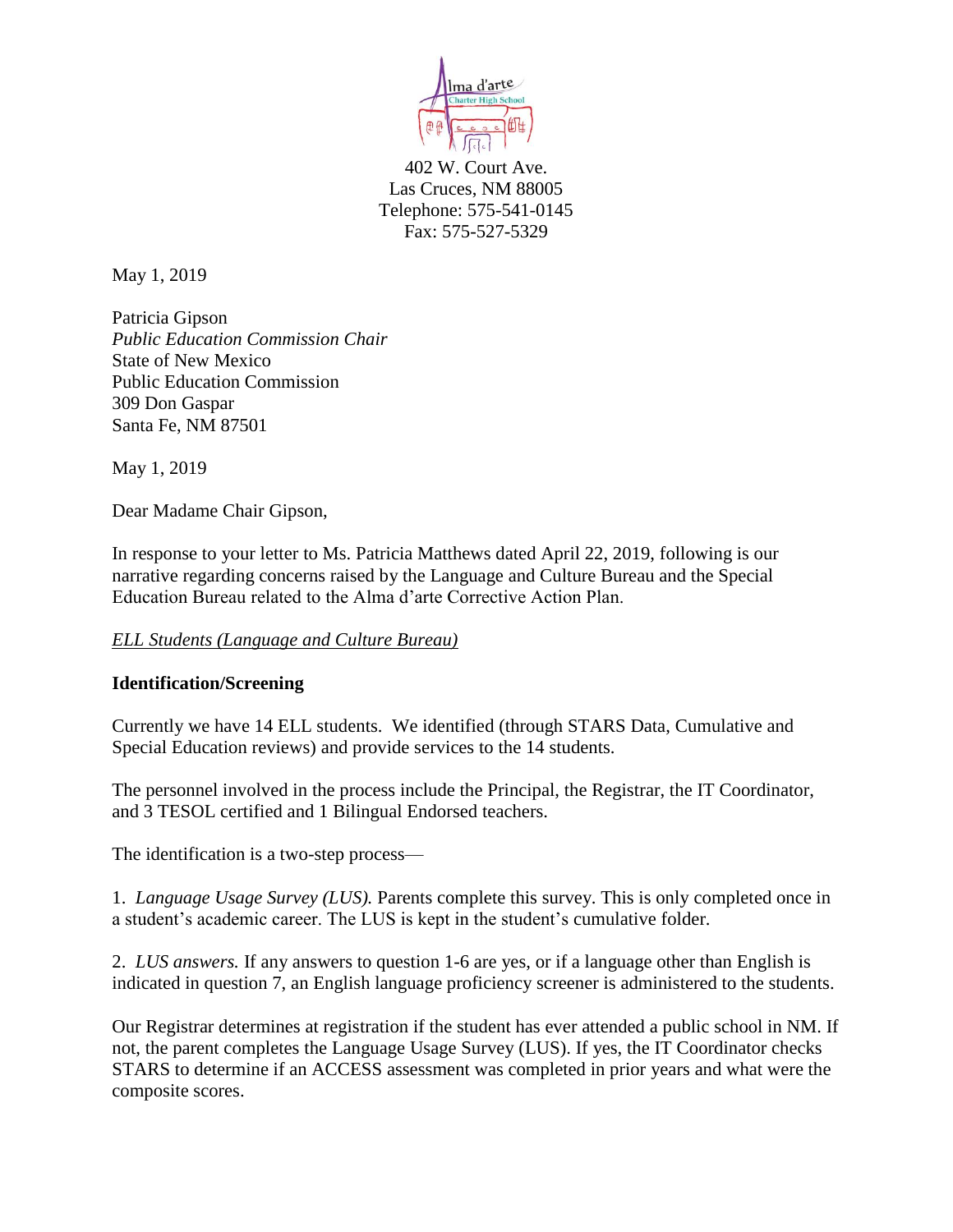402 W. Court Ave.
Las Cruces, NM 88005
Telephone: 575-541-0145
Fax: 575-527-5329

May 1, 2019

Patricia Gipson
*Public Education Commission Chair*
State of New Mexico
Public Education Commission
309 Don Gaspar
Santa Fe, NM 87501

May 1, 2019

Dear Madame Chair Gipson,

In response to your letter to Ms. Patricia Matthews dated April 22, 2019, following is our narrative regarding concerns raised by the Language and Culture Bureau and the Special Education Bureau related to the Alma d'arte Corrective Action Plan.

*ELL Students (Language and Culture Bureau)*

**Identification/Screening**

Currently we have 14 ELL students. We identified (through STARS Data, Cumulative and Special Education reviews) and provide services to the 14 students.

The personnel involved in the process include the Principal, the Registrar, the IT Coordinator, and 3 TESOL certified and 1 Bilingual Endorsed teachers.

The identification is a two-step process—

1. *Language Usage Survey (LUS).* Parents complete this survey. This is only completed once in a student's academic career. The LUS is kept in the student's cumulative folder.

2. *LUS answers.* If any answers to question 1-6 are yes, or if a language other than English is indicated in question 7, an English language proficiency screener is administered to the students.

Our Registrar determines at registration if the student has ever attended a public school in NM. If not, the parent completes the Language Usage Survey (LUS). If yes, the IT Coordinator checks STARS to determine if an ACCESS assessment was completed in prior years and what were the composite scores.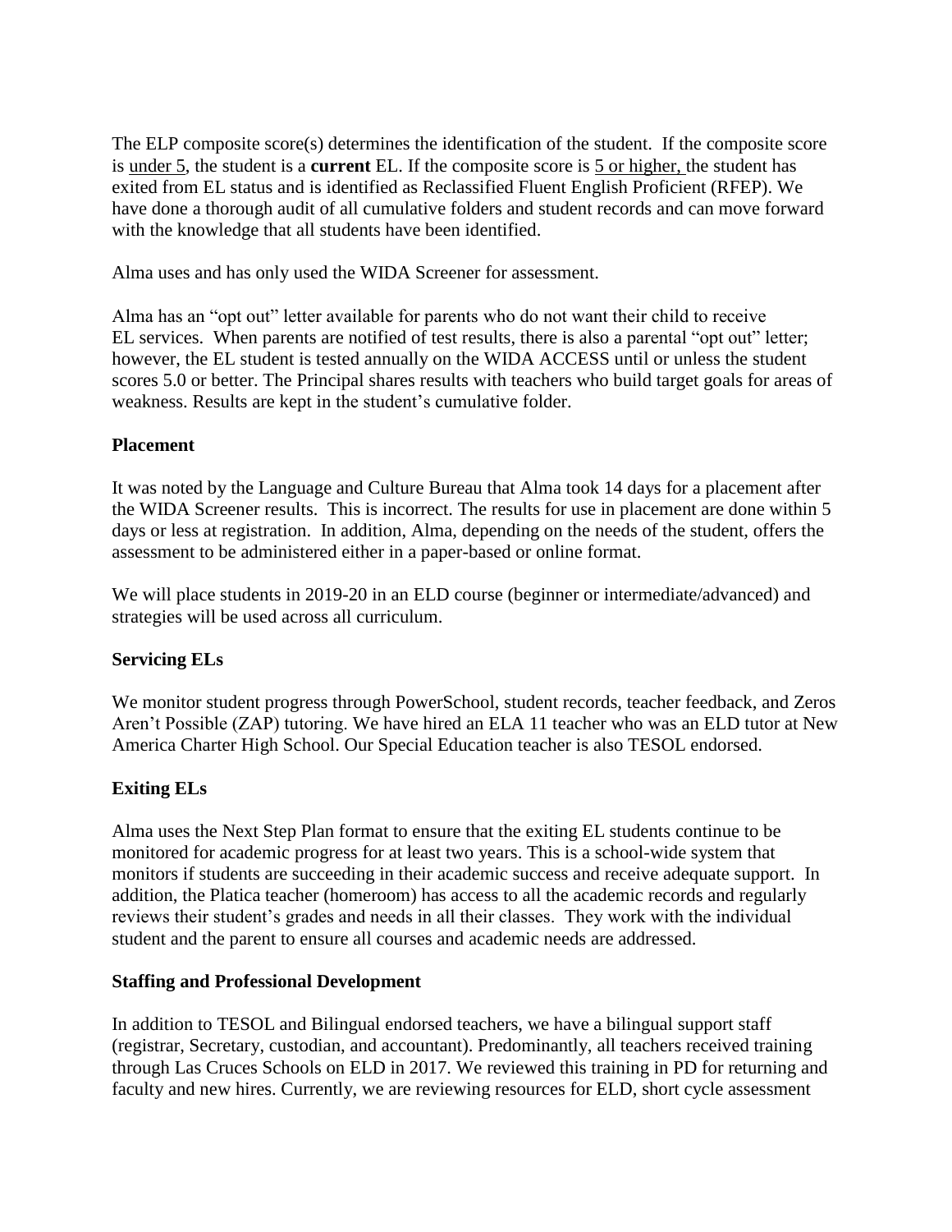The ELP composite score(s) determines the identification of the student. If the composite score is under 5, the student is a **current** EL. If the composite score is 5 or higher, the student has exited from EL status and is identified as Reclassified Fluent English Proficient (RFEP). We have done a thorough audit of all cumulative folders and student records and can move forward with the knowledge that all students have been identified.

Alma uses and has only used the WIDA Screener for assessment.

Alma has an "opt out" letter available for parents who do not want their child to receive EL services. When parents are notified of test results, there is also a parental "opt out" letter; however, the EL student is tested annually on the WIDA ACCESS until or unless the student scores 5.0 or better. The Principal shares results with teachers who build target goals for areas of weakness. Results are kept in the student's cumulative folder.

**Placement**

It was noted by the Language and Culture Bureau that Alma took 14 days for a placement after the WIDA Screener results. This is incorrect. The results for use in placement are done within 5 days or less at registration. In addition, Alma, depending on the needs of the student, offers the assessment to be administered either in a paper-based or online format.

We will place students in 2019-20 in an ELD course (beginner or intermediate/advanced) and strategies will be used across all curriculum.

**Servicing ELs**

We monitor student progress through PowerSchool, student records, teacher feedback, and Zeros Aren't Possible (ZAP) tutoring. We have hired an ELA 11 teacher who was an ELD tutor at New America Charter High School. Our Special Education teacher is also TESOL endorsed.

**Exiting ELs**

Alma uses the Next Step Plan format to ensure that the exiting EL students continue to be monitored for academic progress for at least two years. This is a school-wide system that monitors if students are succeeding in their academic success and receive adequate support. In addition, the Platica teacher (homeroom) has access to all the academic records and regularly reviews their student's grades and needs in all their classes. They work with the individual student and the parent to ensure all courses and academic needs are addressed.

**Staffing and Professional Development**

In addition to TESOL and Bilingual endorsed teachers, we have a bilingual support staff (registrar, Secretary, custodian, and accountant). Predominantly, all teachers received training through Las Cruces Schools on ELD in 2017. We reviewed this training in PD for returning and faculty and new hires. Currently, we are reviewing resources for ELD, short cycle assessment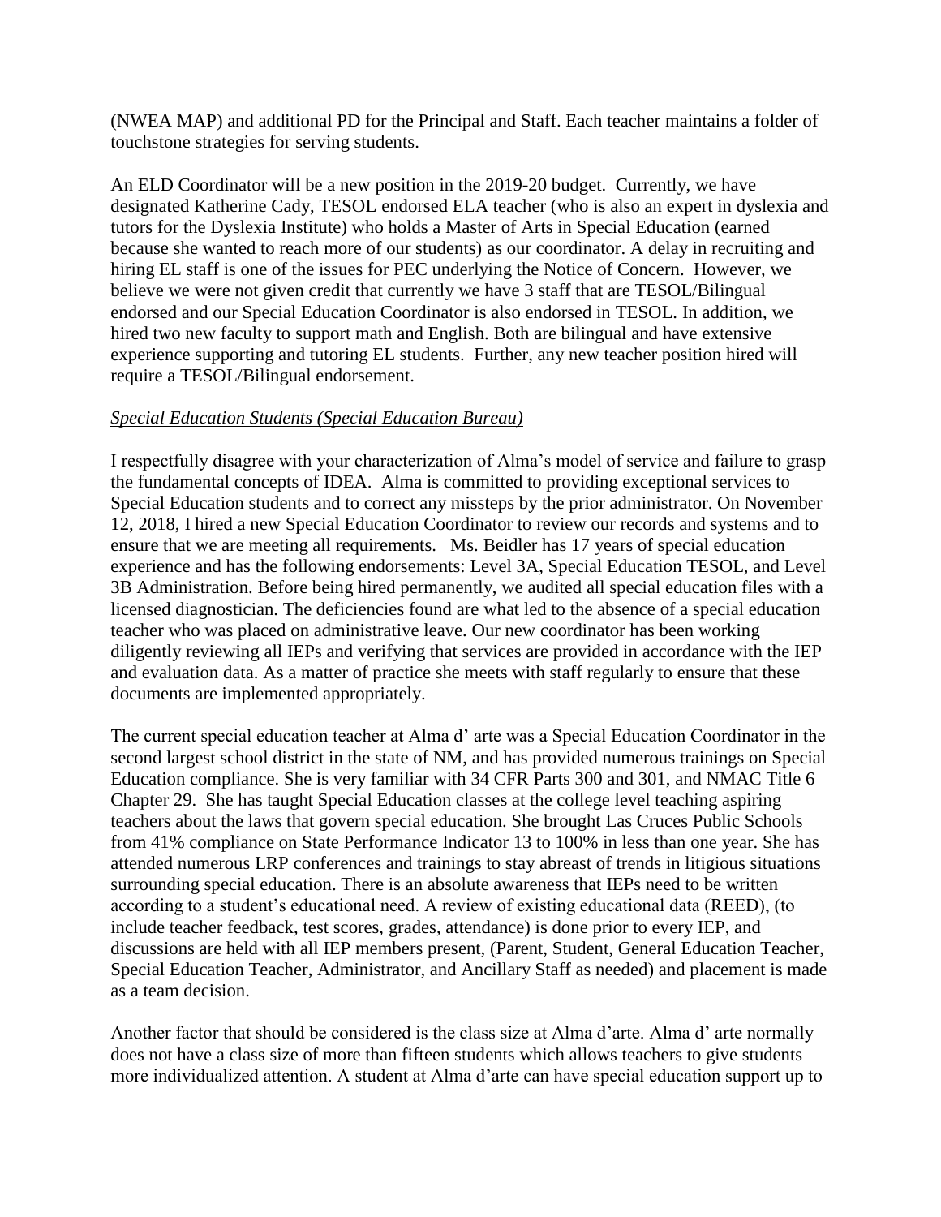(NWEA MAP) and additional PD for the Principal and Staff. Each teacher maintains a folder of touchstone strategies for serving students.

An ELD Coordinator will be a new position in the 2019-20 budget. Currently, we have designated Katherine Cady, TESOL endorsed ELA teacher (who is also an expert in dyslexia and tutors for the Dyslexia Institute) who holds a Master of Arts in Special Education (earned because she wanted to reach more of our students) as our coordinator. A delay in recruiting and hiring EL staff is one of the issues for PEC underlying the Notice of Concern. However, we believe we were not given credit that currently we have 3 staff that are TESOL/Bilingual endorsed and our Special Education Coordinator is also endorsed in TESOL. In addition, we hired two new faculty to support math and English. Both are bilingual and have extensive experience supporting and tutoring EL students. Further, any new teacher position hired will require a TESOL/Bilingual endorsement.

*Special Education Students (Special Education Bureau)*

I respectfully disagree with your characterization of Alma's model of service and failure to grasp the fundamental concepts of IDEA. Alma is committed to providing exceptional services to Special Education students and to correct any missteps by the prior administrator. On November 12, 2018, I hired a new Special Education Coordinator to review our records and systems and to ensure that we are meeting all requirements. Ms. Beidler has 17 years of special education experience and has the following endorsements: Level 3A, Special Education TESOL, and Level 3B Administration. Before being hired permanently, we audited all special education files with a licensed diagnostician. The deficiencies found are what led to the absence of a special education teacher who was placed on administrative leave. Our new coordinator has been working diligently reviewing all IEPs and verifying that services are provided in accordance with the IEP and evaluation data. As a matter of practice she meets with staff regularly to ensure that these documents are implemented appropriately.

The current special education teacher at Alma d' arte was a Special Education Coordinator in the second largest school district in the state of NM, and has provided numerous trainings on Special Education compliance. She is very familiar with 34 CFR Parts 300 and 301, and NMAC Title 6 Chapter 29. She has taught Special Education classes at the college level teaching aspiring teachers about the laws that govern special education. She brought Las Cruces Public Schools from 41% compliance on State Performance Indicator 13 to 100% in less than one year. She has attended numerous LRP conferences and trainings to stay abreast of trends in litigious situations surrounding special education. There is an absolute awareness that IEPs need to be written according to a student's educational need. A review of existing educational data (REED), (to include teacher feedback, test scores, grades, attendance) is done prior to every IEP, and discussions are held with all IEP members present, (Parent, Student, General Education Teacher, Special Education Teacher, Administrator, and Ancillary Staff as needed) and placement is made as a team decision.

Another factor that should be considered is the class size at Alma d'arte. Alma d' arte normally does not have a class size of more than fifteen students which allows teachers to give students more individualized attention. A student at Alma d'arte can have special education support up to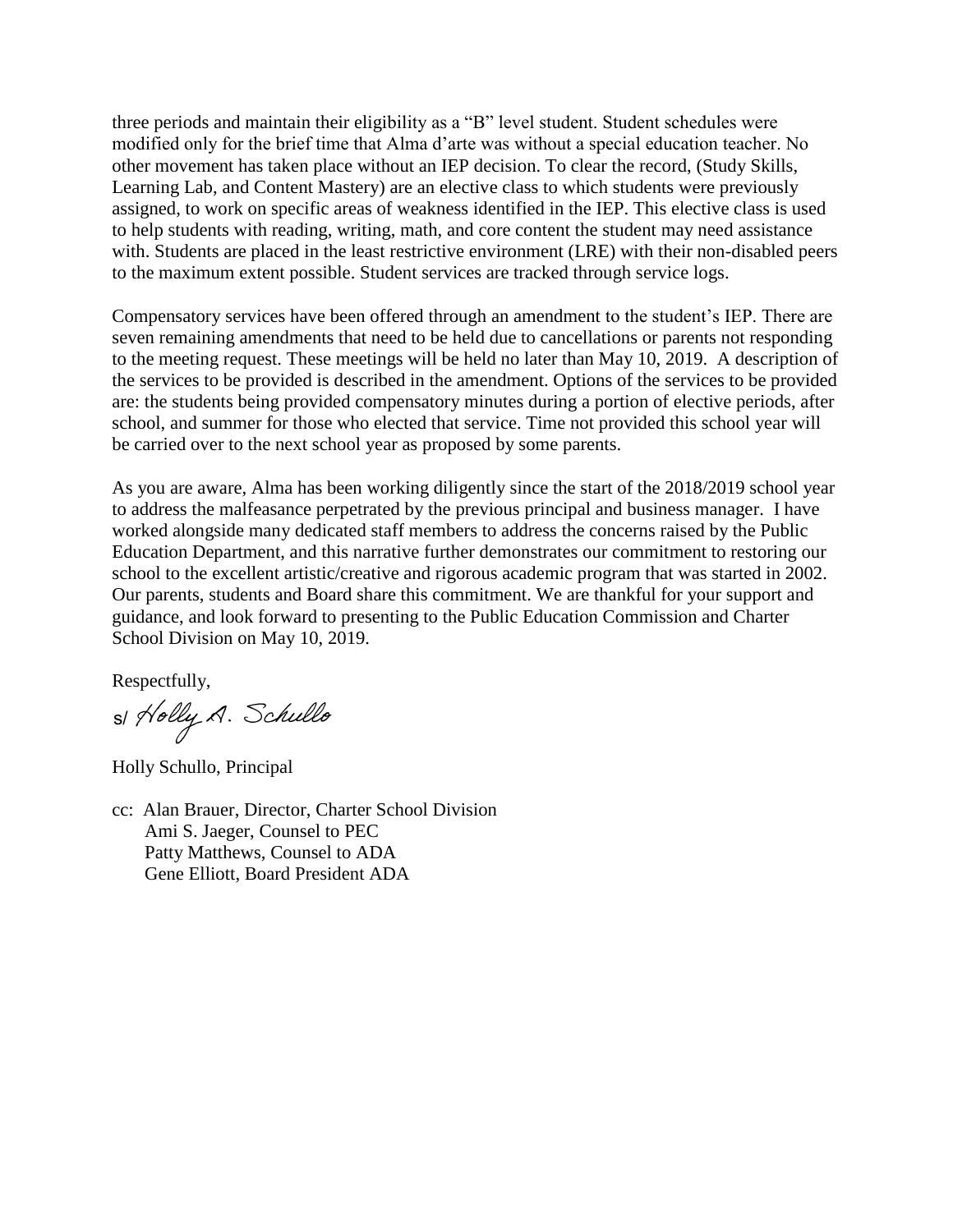three periods and maintain their eligibility as a "B" level student. Student schedules were modified only for the brief time that Alma d'arte was without a special education teacher. No other movement has taken place without an IEP decision. To clear the record, (Study Skills, Learning Lab, and Content Mastery) are an elective class to which students were previously assigned, to work on specific areas of weakness identified in the IEP. This elective class is used to help students with reading, writing, math, and core content the student may need assistance with. Students are placed in the least restrictive environment (LRE) with their non-disabled peers to the maximum extent possible. Student services are tracked through service logs.

Compensatory services have been offered through an amendment to the student's IEP. There are seven remaining amendments that need to be held due to cancellations or parents not responding to the meeting request. These meetings will be held no later than May 10, 2019. A description of the services to be provided is described in the amendment. Options of the services to be provided are: the students being provided compensatory minutes during a portion of elective periods, after school, and summer for those who elected that service. Time not provided this school year will be carried over to the next school year as proposed by some parents.

As you are aware, Alma has been working diligently since the start of the 2018/2019 school year to address the malfeasance perpetrated by the previous principal and business manager. I have worked alongside many dedicated staff members to address the concerns raised by the Public Education Department, and this narrative further demonstrates our commitment to restoring our school to the excellent artistic/creative and rigorous academic program that was started in 2002. Our parents, students and Board share this commitment. We are thankful for your support and guidance, and look forward to presenting to the Public Education Commission and Charter School Division on May 10, 2019.

Respectfully,

s/ Holly A. Schullo

Holly Schullo, Principal

cc: Alan Brauer, Director, Charter School Division
Ami S. Jaeger, Counsel to PEC
Patty Matthews, Counsel to ADA
Gene Elliott, Board President ADA